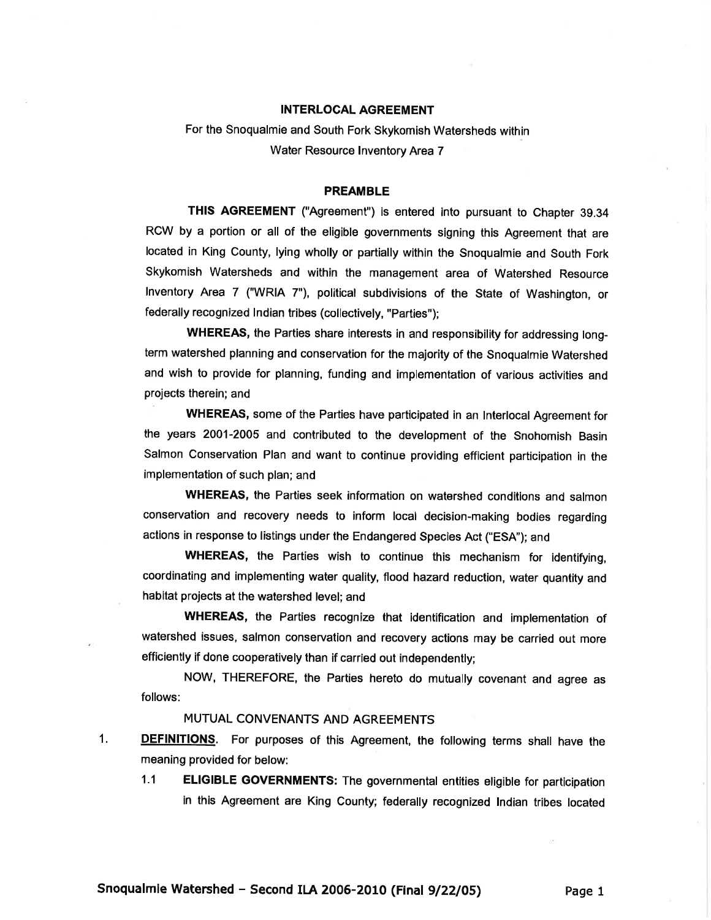# INTERLOCAL AGREEMENT

For the Snoqualmie and South Fork Skykomish Watersheds within Water Resource Inventory Area 7

## PREAMBLE

**THIS AGREEMENT** ("Agreement") is entered into pursuant to Chapter 39.34 RCW by a portion or all of the eligible governments signing this Agreement that are located in King County, lying wholly or partially within the Snoqualmie and South Fork Skykomish Watersheds and within the management area of Watershed Resource Inventory Area 7 ("WRIA 7"), political subdivisions of the State of Washington, or federally recognized Indian tribes (collectively, "Parties");

**WHEREAS,** the Parties share interests in and responsibility for addressing long-term watershed planning and conservation for the majority of the Snoqualmie Watershed and wish to provide for planning, funding and implementation of various activities and projects therein; and

**WHEREAS,** some of the Parties have participated in an Interlocal Agreement for the years 2001-2005 and contributed to the development of the Snohomish Basin Salmon Conservation Plan and want to continue providing efficient participation in the implementation of such plan; and

**WHEREAS,** the Parties seek information on watershed conditions and salmon conservation and recovery needs to inform local decision-making bodies regarding actions in response to listings under the Endangered Species Act ("ESA"); and

**WHEREAS,** the Parties wish to continue this mechanism for identifying, coordinating and implementing water quality, flood hazard reduction, water quantity and habitat projects at the watershed level; and

**WHEREAS,** the Parties recognize that identification and implementation of watershed issues, salmon conservation and recovery actions may be carried out more efficiently if done cooperatively than if carried out independently;

NOW, THEREFORE, the Parties hereto do mutually covenant and agree as follows:

MUTUAL CONVENANTS AND AGREEMENTS

1. **DEFINITIONS**. For purposes of this Agreement, the following terms shall have the meaning provided for below:

   1.1 **ELIGIBLE GOVERNMENTS:** The governmental entities eligible for participation in this Agreement are King County; federally recognized Indian tribes located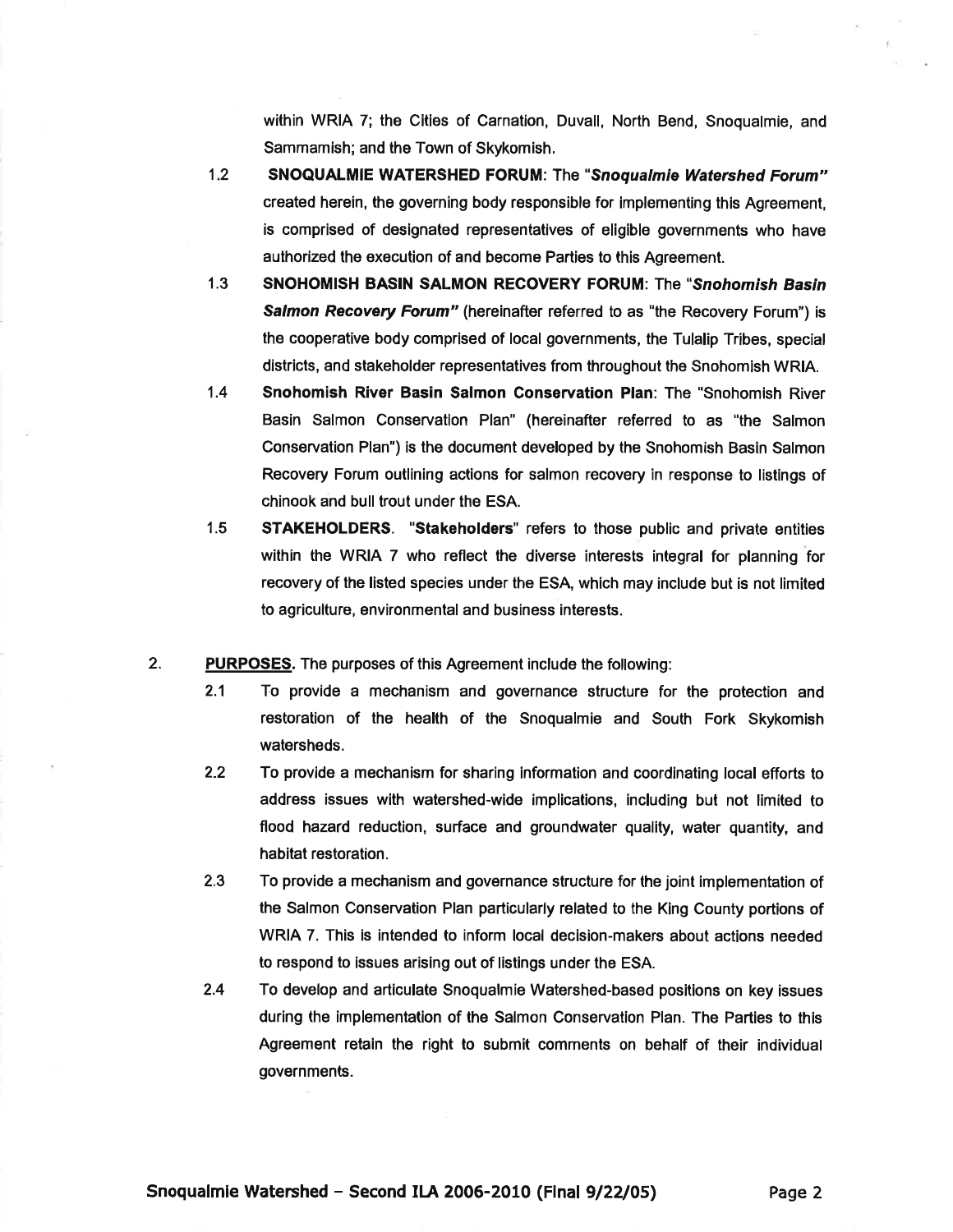within WRIA 7; the Cities of Carnation, Duvall, North Bend, Snoqualmie, and Sammamish; and the Town of Skykomish.

1.2 **SNOQUALMIE WATERSHED FORUM**: The "***Snoqualmie Watershed Forum***" created herein, the governing body responsible for implementing this Agreement, is comprised of designated representatives of eligible governments who have authorized the execution of and become Parties to this Agreement.

1.3 **SNOHOMISH BASIN SALMON RECOVERY FORUM**: The "***Snohomish Basin Salmon Recovery Forum***" (hereinafter referred to as "the Recovery Forum") is the cooperative body comprised of local governments, the Tulalip Tribes, special districts, and stakeholder representatives from throughout the Snohomish WRIA.

1.4 **Snohomish River Basin Salmon Conservation Plan**: The "Snohomish River Basin Salmon Conservation Plan" (hereinafter referred to as "the Salmon Conservation Plan") is the document developed by the Snohomish Basin Salmon Recovery Forum outlining actions for salmon recovery in response to listings of chinook and bull trout under the ESA.

1.5 **STAKEHOLDERS**. "**Stakeholders**" refers to those public and private entities within the WRIA 7 who reflect the diverse interests integral for planning for recovery of the listed species under the ESA, which may include but is not limited to agriculture, environmental and business interests.

2. **PURPOSES.** The purposes of this Agreement include the following:

2.1 To provide a mechanism and governance structure for the protection and restoration of the health of the Snoqualmie and South Fork Skykomish watersheds.

2.2 To provide a mechanism for sharing information and coordinating local efforts to address issues with watershed-wide implications, including but not limited to flood hazard reduction, surface and groundwater quality, water quantity, and habitat restoration.

2.3 To provide a mechanism and governance structure for the joint implementation of the Salmon Conservation Plan particularly related to the King County portions of WRIA 7. This is intended to inform local decision-makers about actions needed to respond to issues arising out of listings under the ESA.

2.4 To develop and articulate Snoqualmie Watershed-based positions on key issues during the implementation of the Salmon Conservation Plan. The Parties to this Agreement retain the right to submit comments on behalf of their individual governments.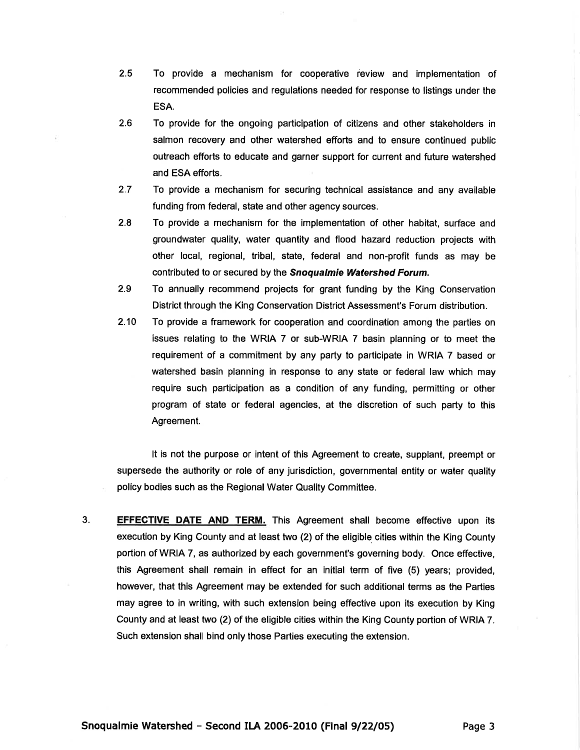2.5 To provide a mechanism for cooperative review and implementation of recommended policies and regulations needed for response to listings under the ESA.

2.6 To provide for the ongoing participation of citizens and other stakeholders in salmon recovery and other watershed efforts and to ensure continued public outreach efforts to educate and garner support for current and future watershed and ESA efforts.

2.7 To provide a mechanism for securing technical assistance and any available funding from federal, state and other agency sources.

2.8 To provide a mechanism for the implementation of other habitat, surface and groundwater quality, water quantity and flood hazard reduction projects with other local, regional, tribal, state, federal and non-profit funds as may be contributed to or secured by the ***Snoqualmie Watershed Forum.***

2.9 To annually recommend projects for grant funding by the King Conservation District through the King Conservation District Assessment's Forum distribution.

2.10 To provide a framework for cooperation and coordination among the parties on issues relating to the WRIA 7 or sub-WRIA 7 basin planning or to meet the requirement of a commitment by any party to participate in WRIA 7 based or watershed basin planning in response to any state or federal law which may require such participation as a condition of any funding, permitting or other program of state or federal agencies, at the discretion of such party to this Agreement.

It is not the purpose or intent of this Agreement to create, supplant, preempt or supersede the authority or role of any jurisdiction, governmental entity or water quality policy bodies such as the Regional Water Quality Committee.

3. **EFFECTIVE DATE AND TERM.** This Agreement shall become effective upon its execution by King County and at least two (2) of the eligible cities within the King County portion of WRIA 7, as authorized by each government's governing body. Once effective, this Agreement shall remain in effect for an initial term of five (5) years; provided, however, that this Agreement may be extended for such additional terms as the Parties may agree to in writing, with such extension being effective upon its execution by King County and at least two (2) of the eligible cities within the King County portion of WRIA 7. Such extension shall bind only those Parties executing the extension.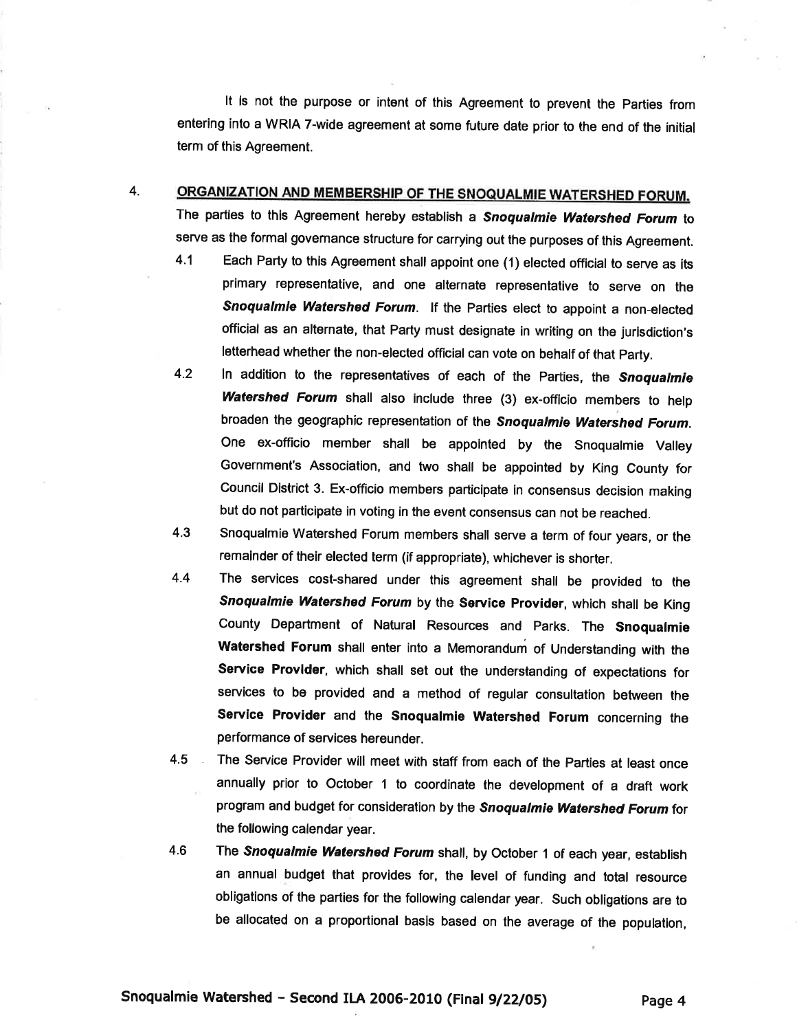It is not the purpose or intent of this Agreement to prevent the Parties from entering into a WRIA 7-wide agreement at some future date prior to the end of the initial term of this Agreement.

4. **ORGANIZATION AND MEMBERSHIP OF THE SNOQUALMIE WATERSHED FORUM.**

The parties to this Agreement hereby establish a ***Snoqualmie Watershed Forum*** to serve as the formal governance structure for carrying out the purposes of this Agreement.

4.1 Each Party to this Agreement shall appoint one (1) elected official to serve as its primary representative, and one alternate representative to serve on the ***Snoqualmie Watershed Forum***. If the Parties elect to appoint a non-elected official as an alternate, that Party must designate in writing on the jurisdiction's letterhead whether the non-elected official can vote on behalf of that Party.

4.2 In addition to the representatives of each of the Parties, the ***Snoqualmie Watershed Forum*** shall also include three (3) ex-officio members to help broaden the geographic representation of the ***Snoqualmie Watershed Forum***. One ex-officio member shall be appointed by the Snoqualmie Valley Government's Association, and two shall be appointed by King County for Council District 3. Ex-officio members participate in consensus decision making but do not participate in voting in the event consensus can not be reached.

4.3 Snoqualmie Watershed Forum members shall serve a term of four years, or the remainder of their elected term (if appropriate), whichever is shorter.

4.4 The services cost-shared under this agreement shall be provided to the ***Snoqualmie Watershed Forum*** by the **Service Provider**, which shall be King County Department of Natural Resources and Parks. The **Snoqualmie Watershed Forum** shall enter into a Memorandum of Understanding with the **Service Provider**, which shall set out the understanding of expectations for services to be provided and a method of regular consultation between the **Service Provider** and the **Snoqualmie Watershed Forum** concerning the performance of services hereunder.

4.5 The Service Provider will meet with staff from each of the Parties at least once annually prior to October 1 to coordinate the development of a draft work program and budget for consideration by the ***Snoqualmie Watershed Forum*** for the following calendar year.

4.6 The ***Snoqualmie Watershed Forum*** shall, by October 1 of each year, establish an annual budget that provides for, the level of funding and total resource obligations of the parties for the following calendar year. Such obligations are to be allocated on a proportional basis based on the average of the population,